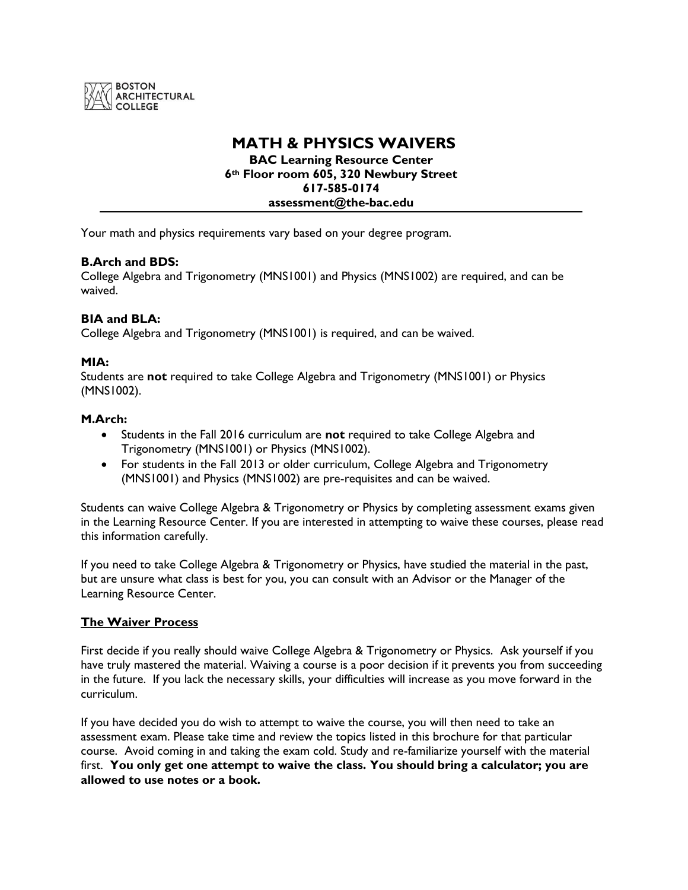BOSTON ARCHITECTURAL COLLEGE

# MATH & PHYSICS WAIVERS

**BAC Learning Resource Center**
**6th Floor room 605, 320 Newbury Street**
**617-585-0174**
**assessment@the-bac.edu**

---

Your math and physics requirements vary based on your degree program.

**B.Arch and BDS:**
College Algebra and Trigonometry (MNS1001) and Physics (MNS1002) are required, and can be waived.

**BIA and BLA:**
College Algebra and Trigonometry (MNS1001) is required, and can be waived.

**MIA:**
Students are **not** required to take College Algebra and Trigonometry (MNS1001) or Physics (MNS1002).

**M.Arch:**

- Students in the Fall 2016 curriculum are **not** required to take College Algebra and Trigonometry (MNS1001) or Physics (MNS1002).
- For students in the Fall 2013 or older curriculum, College Algebra and Trigonometry (MNS1001) and Physics (MNS1002) are pre-requisites and can be waived.

Students can waive College Algebra & Trigonometry or Physics by completing assessment exams given in the Learning Resource Center. If you are interested in attempting to waive these courses, please read this information carefully.

If you need to take College Algebra & Trigonometry or Physics, have studied the material in the past, but are unsure what class is best for you, you can consult with an Advisor or the Manager of the Learning Resource Center.

## The Waiver Process

First decide if you really should waive College Algebra & Trigonometry or Physics. Ask yourself if you have truly mastered the material. Waiving a course is a poor decision if it prevents you from succeeding in the future. If you lack the necessary skills, your difficulties will increase as you move forward in the curriculum.

If you have decided you do wish to attempt to waive the course, you will then need to take an assessment exam. Please take time and review the topics listed in this brochure for that particular course. Avoid coming in and taking the exam cold. Study and re-familiarize yourself with the material first. **You only get one attempt to waive the class. You should bring a calculator; you are allowed to use notes or a book.**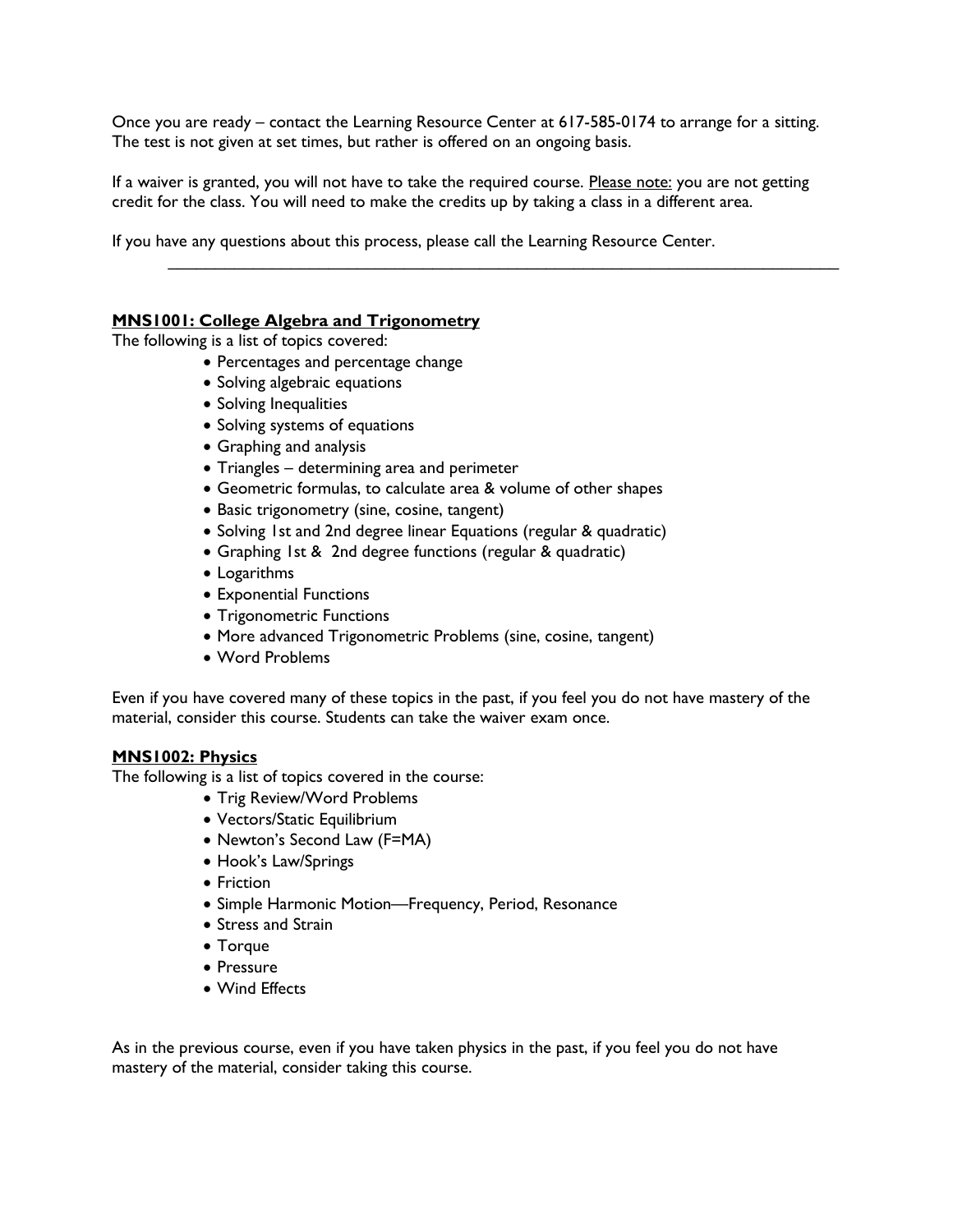Once you are ready – contact the Learning Resource Center at 617-585-0174 to arrange for a sitting. The test is not given at set times, but rather is offered on an ongoing basis.

If a waiver is granted, you will not have to take the required course. <u>Please note:</u> you are not getting credit for the class. You will need to make the credits up by taking a class in a different area.

If you have any questions about this process, please call the Learning Resource Center.

---

**<u>MNS1001: College Algebra and Trigonometry</u>**

The following is a list of topics covered:

- Percentages and percentage change
- Solving algebraic equations
- Solving Inequalities
- Solving systems of equations
- Graphing and analysis
- Triangles – determining area and perimeter
- Geometric formulas, to calculate area & volume of other shapes
- Basic trigonometry (sine, cosine, tangent)
- Solving 1st and 2nd degree linear Equations (regular & quadratic)
- Graphing 1st & 2nd degree functions (regular & quadratic)
- Logarithms
- Exponential Functions
- Trigonometric Functions
- More advanced Trigonometric Problems (sine, cosine, tangent)
- Word Problems

Even if you have covered many of these topics in the past, if you feel you do not have mastery of the material, consider this course. Students can take the waiver exam once.

**<u>MNS1002: Physics</u>**

The following is a list of topics covered in the course:

- Trig Review/Word Problems
- Vectors/Static Equilibrium
- Newton's Second Law (F=MA)
- Hook's Law/Springs
- Friction
- Simple Harmonic Motion—Frequency, Period, Resonance
- Stress and Strain
- Torque
- Pressure
- Wind Effects

As in the previous course, even if you have taken physics in the past, if you feel you do not have mastery of the material, consider taking this course.